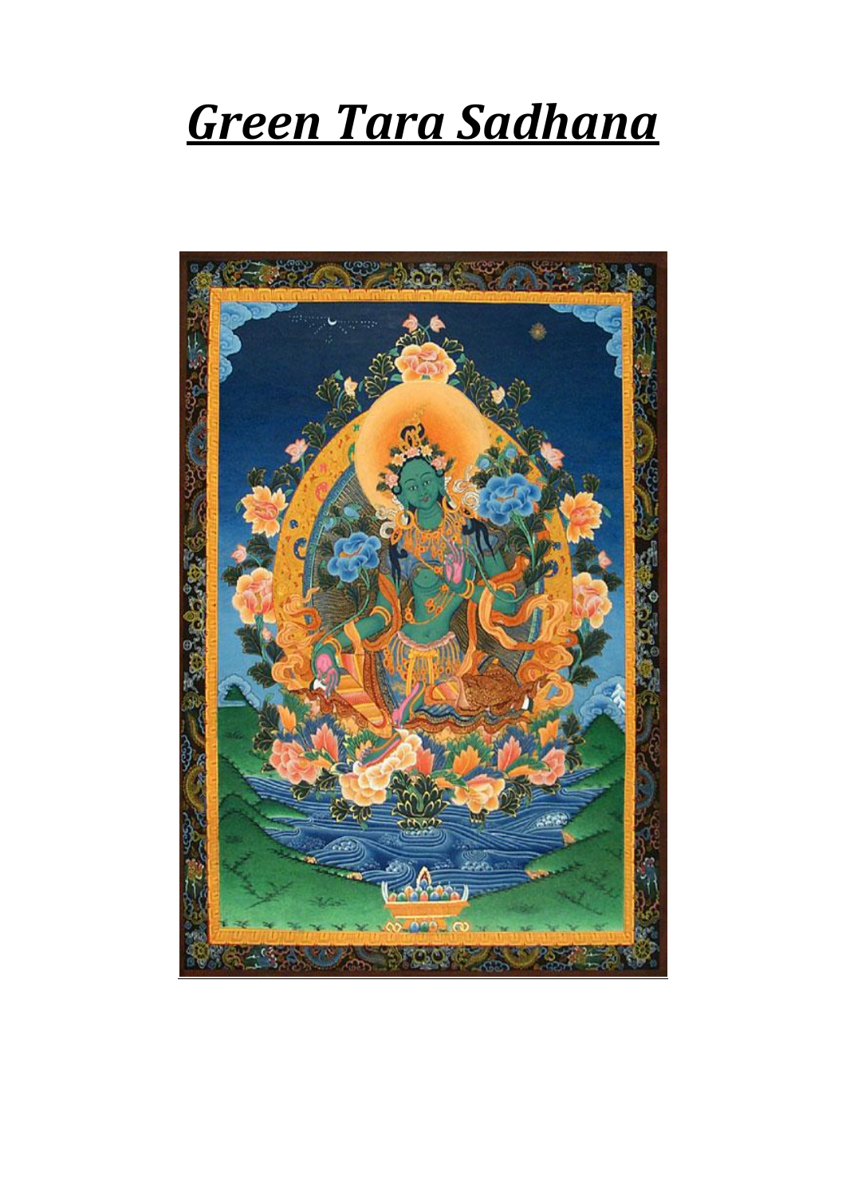# ***Green Tara Sadhana***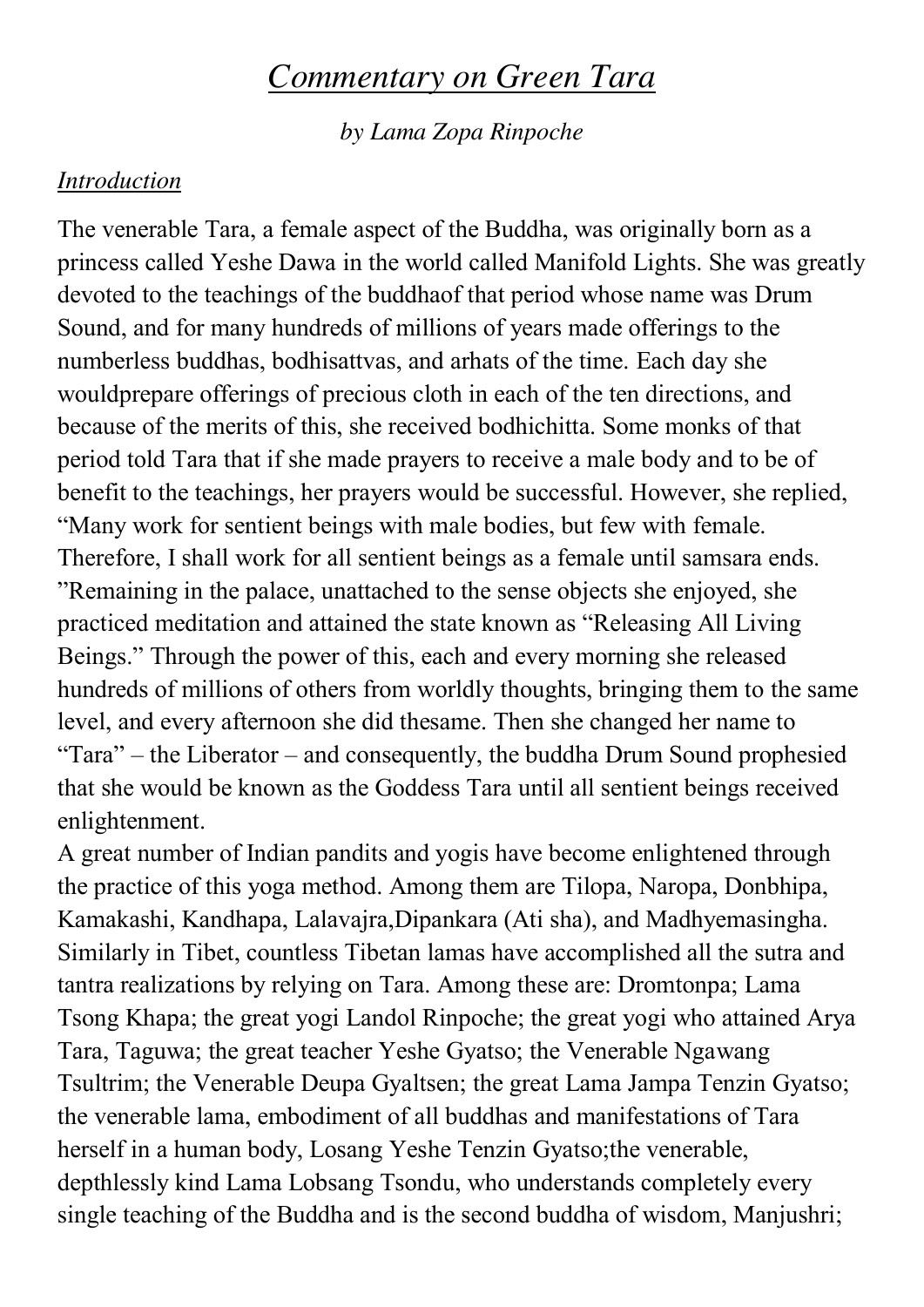# *Commentary on Green Tara*

*by Lama Zopa Rinpoche*

## *Introduction*

The venerable Tara, a female aspect of the Buddha, was originally born as a princess called Yeshe Dawa in the world called Manifold Lights. She was greatly devoted to the teachings of the buddhaof that period whose name was Drum Sound, and for many hundreds of millions of years made offerings to the numberless buddhas, bodhisattvas, and arhats of the time. Each day she wouldprepare offerings of precious cloth in each of the ten directions, and because of the merits of this, she received bodhichitta. Some monks of that period told Tara that if she made prayers to receive a male body and to be of benefit to the teachings, her prayers would be successful. However, she replied, "Many work for sentient beings with male bodies, but few with female. Therefore, I shall work for all sentient beings as a female until samsara ends. "Remaining in the palace, unattached to the sense objects she enjoyed, she practiced meditation and attained the state known as "Releasing All Living Beings." Through the power of this, each and every morning she released hundreds of millions of others from worldly thoughts, bringing them to the same level, and every afternoon she did thesame. Then she changed her name to "Tara" – the Liberator – and consequently, the buddha Drum Sound prophesied that she would be known as the Goddess Tara until all sentient beings received enlightenment.

A great number of Indian pandits and yogis have become enlightened through the practice of this yoga method. Among them are Tilopa, Naropa, Donbhipa, Kamakashi, Kandhapa, Lalavajra,Dipankara (Ati sha), and Madhyemasingha. Similarly in Tibet, countless Tibetan lamas have accomplished all the sutra and tantra realizations by relying on Tara. Among these are: Dromtonpa; Lama Tsong Khapa; the great yogi Landol Rinpoche; the great yogi who attained Arya Tara, Taguwa; the great teacher Yeshe Gyatso; the Venerable Ngawang Tsultrim; the Venerable Deupa Gyaltsen; the great Lama Jampa Tenzin Gyatso; the venerable lama, embodiment of all buddhas and manifestations of Tara herself in a human body, Losang Yeshe Tenzin Gyatso;the venerable, depthlessly kind Lama Lobsang Tsondu, who understands completely every single teaching of the Buddha and is the second buddha of wisdom, Manjushri;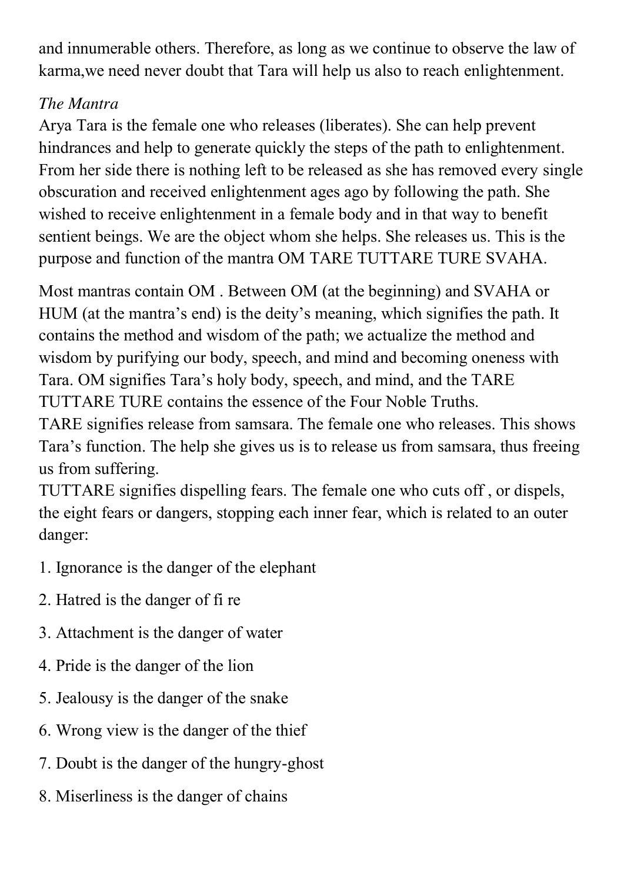and innumerable others. Therefore, as long as we continue to observe the law of karma,we need never doubt that Tara will help us also to reach enlightenment.

*The Mantra*

Arya Tara is the female one who releases (liberates). She can help prevent hindrances and help to generate quickly the steps of the path to enlightenment. From her side there is nothing left to be released as she has removed every single obscuration and received enlightenment ages ago by following the path. She wished to receive enlightenment in a female body and in that way to benefit sentient beings. We are the object whom she helps. She releases us. This is the purpose and function of the mantra OM TARE TUTTARE TURE SVAHA.

Most mantras contain OM . Between OM (at the beginning) and SVAHA or HUM (at the mantra's end) is the deity's meaning, which signifies the path. It contains the method and wisdom of the path; we actualize the method and wisdom by purifying our body, speech, and mind and becoming oneness with Tara. OM signifies Tara's holy body, speech, and mind, and the TARE TUTTARE TURE contains the essence of the Four Noble Truths.

TARE signifies release from samsara. The female one who releases. This shows Tara's function. The help she gives us is to release us from samsara, thus freeing us from suffering.

TUTTARE signifies dispelling fears. The female one who cuts off , or dispels, the eight fears or dangers, stopping each inner fear, which is related to an outer danger:

1. Ignorance is the danger of the elephant
2. Hatred is the danger of fi re
3. Attachment is the danger of water
4. Pride is the danger of the lion
5. Jealousy is the danger of the snake
6. Wrong view is the danger of the thief
7. Doubt is the danger of the hungry-ghost
8. Miserliness is the danger of chains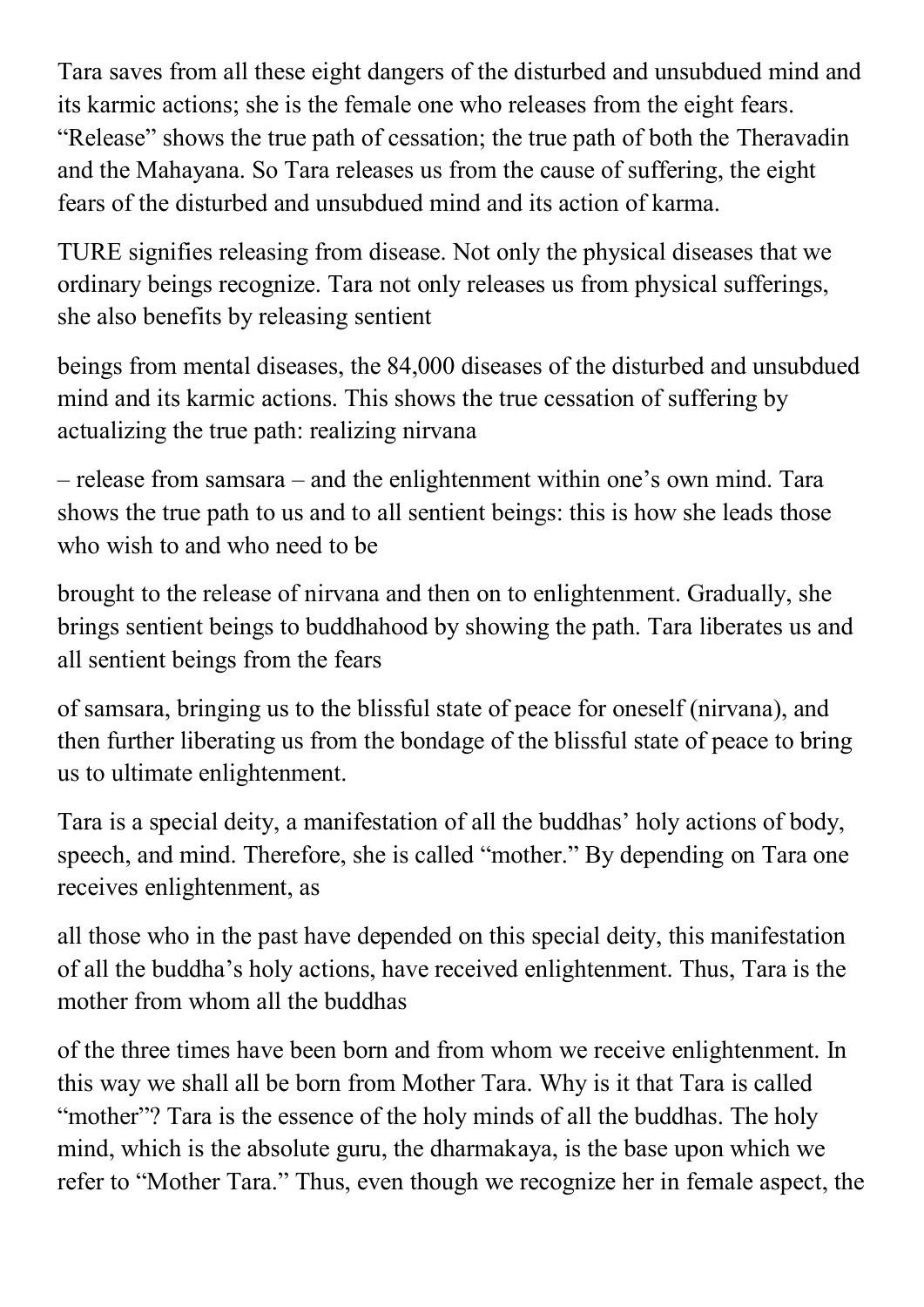Tara saves from all these eight dangers of the disturbed and unsubdued mind and its karmic actions; she is the female one who releases from the eight fears. "Release" shows the true path of cessation; the true path of both the Theravadin and the Mahayana. So Tara releases us from the cause of suffering, the eight fears of the disturbed and unsubdued mind and its action of karma.

TURE signifies releasing from disease. Not only the physical diseases that we ordinary beings recognize. Tara not only releases us from physical sufferings, she also benefits by releasing sentient beings from mental diseases, the 84,000 diseases of the disturbed and unsubdued mind and its karmic actions. This shows the true cessation of suffering by actualizing the true path: realizing nirvana – release from samsara – and the enlightenment within one's own mind. Tara shows the true path to us and to all sentient beings: this is how she leads those who wish to and who need to be brought to the release of nirvana and then on to enlightenment. Gradually, she brings sentient beings to buddhahood by showing the path. Tara liberates us and all sentient beings from the fears of samsara, bringing us to the blissful state of peace for oneself (nirvana), and then further liberating us from the bondage of the blissful state of peace to bring us to ultimate enlightenment.

Tara is a special deity, a manifestation of all the buddhas' holy actions of body, speech, and mind. Therefore, she is called "mother." By depending on Tara one receives enlightenment, as all those who in the past have depended on this special deity, this manifestation of all the buddha's holy actions, have received enlightenment. Thus, Tara is the mother from whom all the buddhas of the three times have been born and from whom we receive enlightenment. In this way we shall all be born from Mother Tara. Why is it that Tara is called "mother"? Tara is the essence of the holy minds of all the buddhas. The holy mind, which is the absolute guru, the dharmakaya, is the base upon which we refer to "Mother Tara." Thus, even though we recognize her in female aspect, the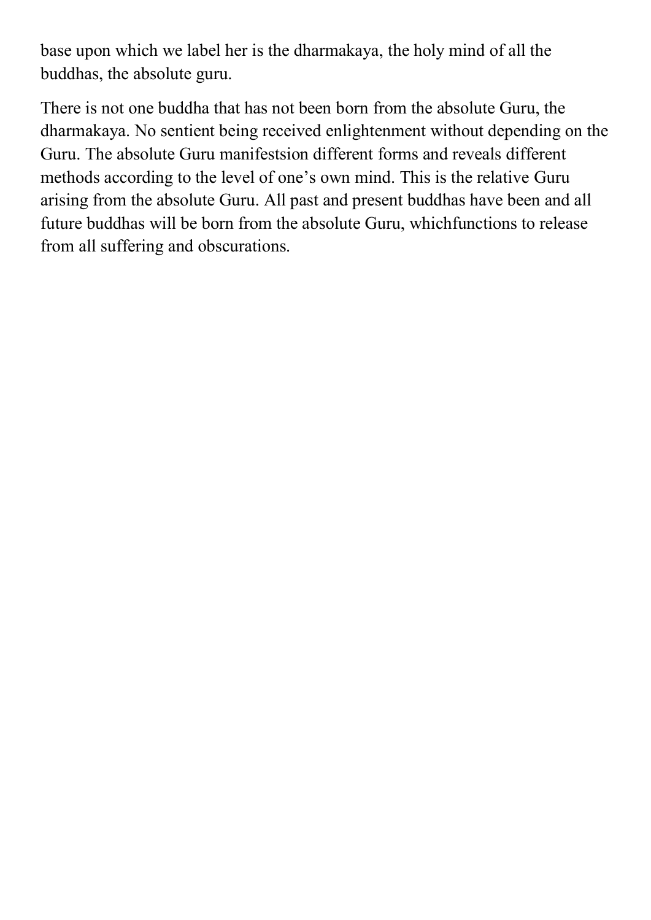base upon which we label her is the dharmakaya, the holy mind of all the buddhas, the absolute guru.

There is not one buddha that has not been born from the absolute Guru, the dharmakaya. No sentient being received enlightenment without depending on the Guru. The absolute Guru manifestsion different forms and reveals different methods according to the level of one's own mind. This is the relative Guru arising from the absolute Guru. All past and present buddhas have been and all future buddhas will be born from the absolute Guru, whichfunctions to release from all suffering and obscurations.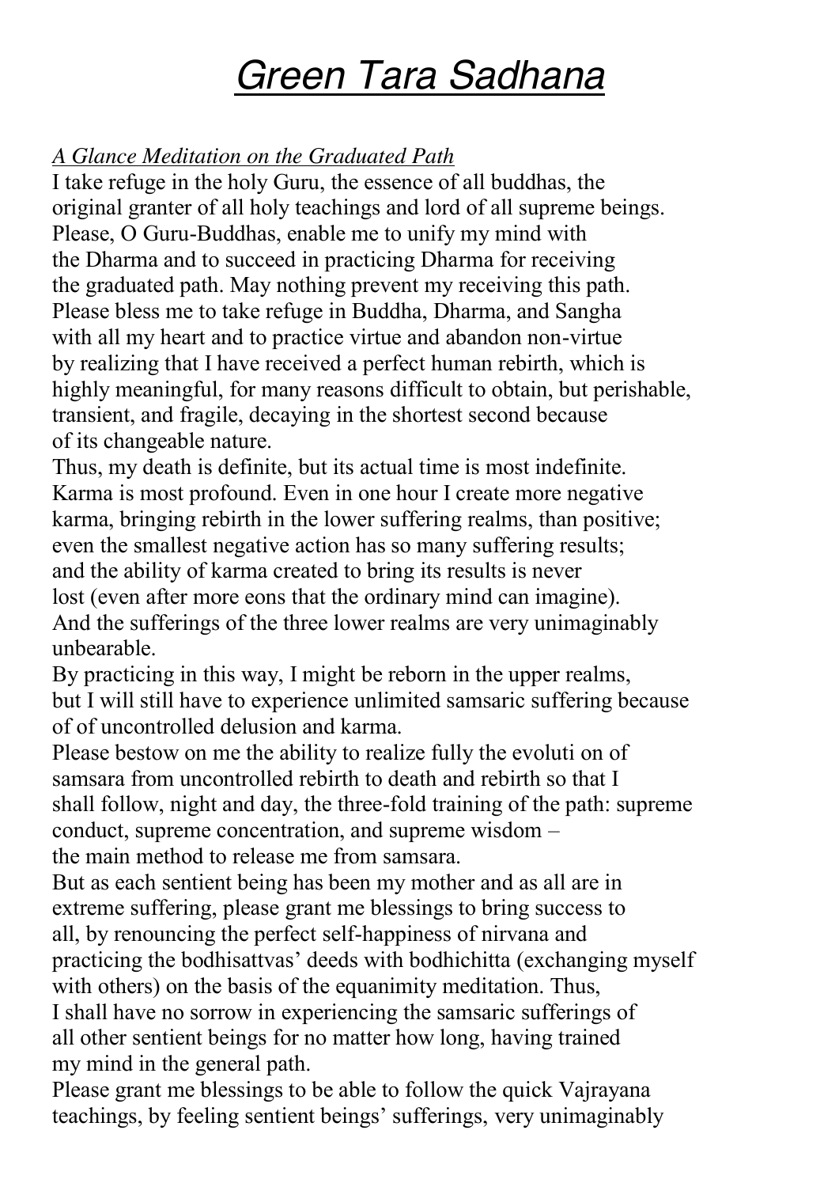# *Green Tara Sadhana*

*A Glance Meditation on the Graduated Path*

I take refuge in the holy Guru, the essence of all buddhas, the original granter of all holy teachings and lord of all supreme beings. Please, O Guru-Buddhas, enable me to unify my mind with the Dharma and to succeed in practicing Dharma for receiving the graduated path. May nothing prevent my receiving this path. Please bless me to take refuge in Buddha, Dharma, and Sangha with all my heart and to practice virtue and abandon non-virtue by realizing that I have received a perfect human rebirth, which is highly meaningful, for many reasons difficult to obtain, but perishable, transient, and fragile, decaying in the shortest second because of its changeable nature.

Thus, my death is definite, but its actual time is most indefinite. Karma is most profound. Even in one hour I create more negative karma, bringing rebirth in the lower suffering realms, than positive; even the smallest negative action has so many suffering results; and the ability of karma created to bring its results is never lost (even after more eons that the ordinary mind can imagine). And the sufferings of the three lower realms are very unimaginably unbearable.

By practicing in this way, I might be reborn in the upper realms, but I will still have to experience unlimited samsaric suffering because of of uncontrolled delusion and karma.

Please bestow on me the ability to realize fully the evoluti on of samsara from uncontrolled rebirth to death and rebirth so that I shall follow, night and day, the three-fold training of the path: supreme conduct, supreme concentration, and supreme wisdom – the main method to release me from samsara.

But as each sentient being has been my mother and as all are in extreme suffering, please grant me blessings to bring success to all, by renouncing the perfect self-happiness of nirvana and practicing the bodhisattvas' deeds with bodhichitta (exchanging myself with others) on the basis of the equanimity meditation. Thus, I shall have no sorrow in experiencing the samsaric sufferings of all other sentient beings for no matter how long, having trained my mind in the general path.

Please grant me blessings to be able to follow the quick Vajrayana teachings, by feeling sentient beings' sufferings, very unimaginably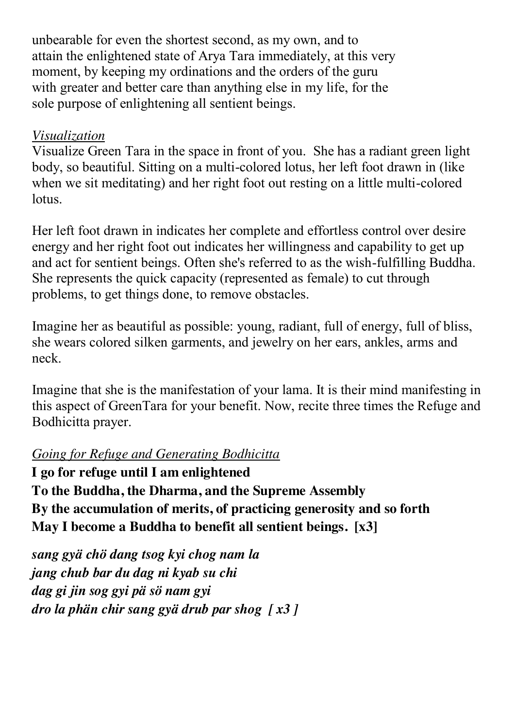unbearable for even the shortest second, as my own, and to attain the enlightened state of Arya Tara immediately, at this very moment, by keeping my ordinations and the orders of the guru with greater and better care than anything else in my life, for the sole purpose of enlightening all sentient beings.

*<u>Visualization</u>*

Visualize Green Tara in the space in front of you. She has a radiant green light body, so beautiful. Sitting on a multi-colored lotus, her left foot drawn in (like when we sit meditating) and her right foot out resting on a little multi-colored lotus.

Her left foot drawn in indicates her complete and effortless control over desire energy and her right foot out indicates her willingness and capability to get up and act for sentient beings. Often she's referred to as the wish-fulfilling Buddha. She represents the quick capacity (represented as female) to cut through problems, to get things done, to remove obstacles.

Imagine her as beautiful as possible: young, radiant, full of energy, full of bliss, she wears colored silken garments, and jewelry on her ears, ankles, arms and neck.

Imagine that she is the manifestation of your lama. It is their mind manifesting in this aspect of GreenTara for your benefit. Now, recite three times the Refuge and Bodhicitta prayer.

*<u>Going for Refuge and Generating Bodhicitta</u>*

**I go for refuge until I am enlightened**
**To the Buddha, the Dharma, and the Supreme Assembly**
**By the accumulation of merits, of practicing generosity and so forth**
**May I become a Buddha to benefit all sentient beings. [x3]**

***sang gyä chö dang tsog kyi chog nam la***
***jang chub bar du dag ni kyab su chi***
***dag gi jin sog gyi pä sö nam gyi***
***dro la phän chir sang gyä drub par shog [ x3 ]***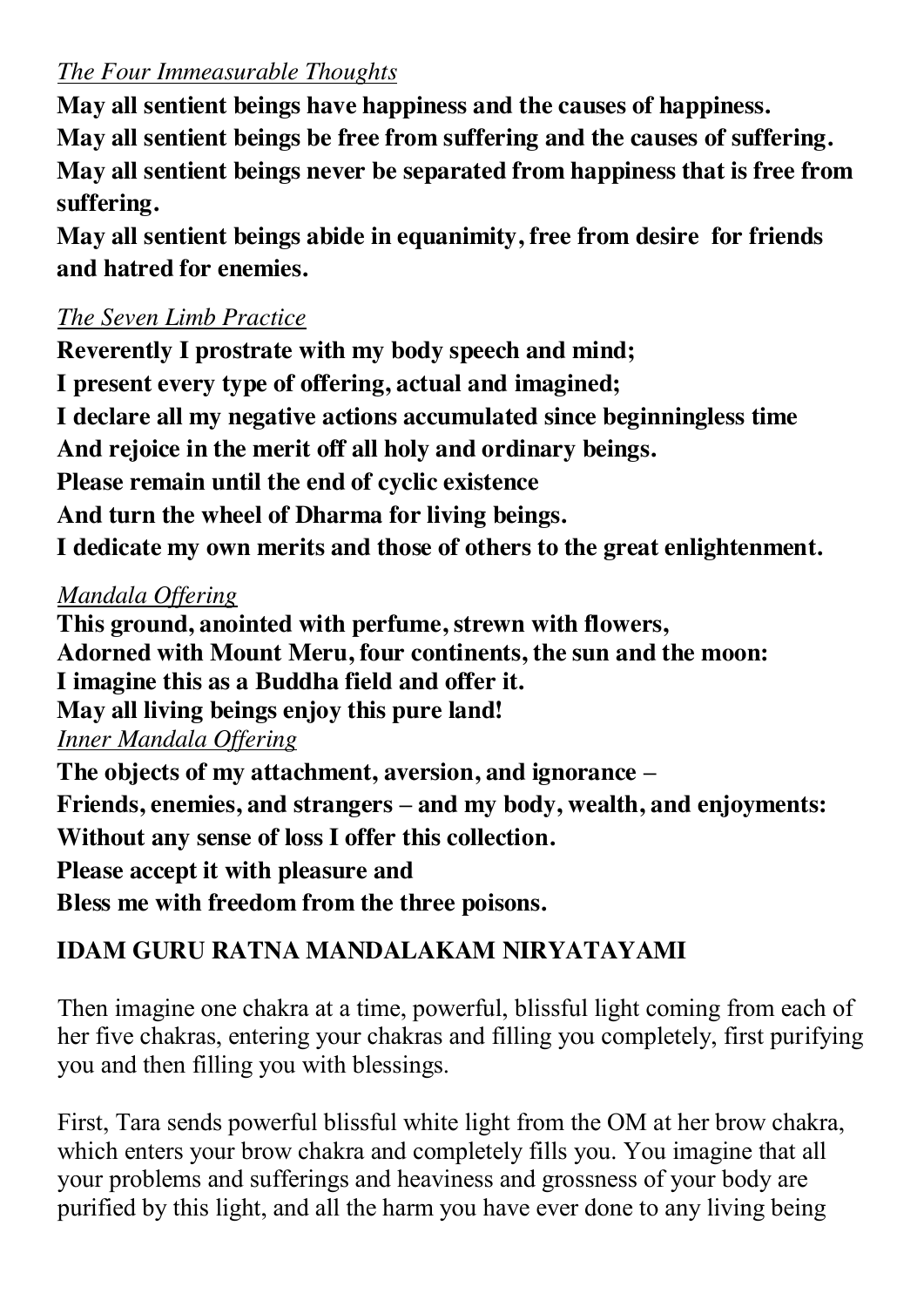*The Four Immeasurable Thoughts*

**May all sentient beings have happiness and the causes of happiness.**
**May all sentient beings be free from suffering and the causes of suffering.**
**May all sentient beings never be separated from happiness that is free from suffering.**
**May all sentient beings abide in equanimity, free from desire for friends and hatred for enemies.**

*The Seven Limb Practice*

**Reverently I prostrate with my body speech and mind;**
**I present every type of offering, actual and imagined;**
**I declare all my negative actions accumulated since beginningless time**
**And rejoice in the merit off all holy and ordinary beings.**
**Please remain until the end of cyclic existence**
**And turn the wheel of Dharma for living beings.**
**I dedicate my own merits and those of others to the great enlightenment.**

*Mandala Offering*

**This ground, anointed with perfume, strewn with flowers,**
**Adorned with Mount Meru, four continents, the sun and the moon:**
**I imagine this as a Buddha field and offer it.**
**May all living beings enjoy this pure land!**

*Inner Mandala Offering*

**The objects of my attachment, aversion, and ignorance –**
**Friends, enemies, and strangers – and my body, wealth, and enjoyments:**
**Without any sense of loss I offer this collection.**
**Please accept it with pleasure and**
**Bless me with freedom from the three poisons.**

**IDAM GURU RATNA MANDALAKAM NIRYATAYAMI**

Then imagine one chakra at a time, powerful, blissful light coming from each of her five chakras, entering your chakras and filling you completely, first purifying you and then filling you with blessings.

First, Tara sends powerful blissful white light from the OM at her brow chakra, which enters your brow chakra and completely fills you. You imagine that all your problems and sufferings and heaviness and grossness of your body are purified by this light, and all the harm you have ever done to any living being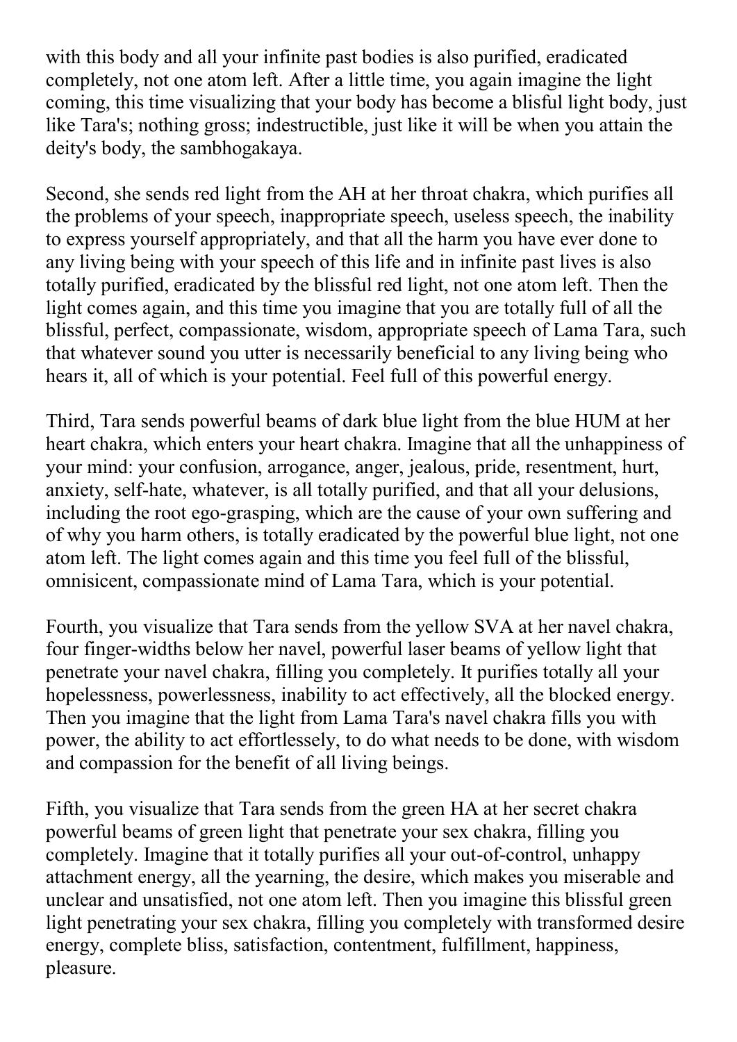with this body and all your infinite past bodies is also purified, eradicated completely, not one atom left. After a little time, you again imagine the light coming, this time visualizing that your body has become a blisful light body, just like Tara's; nothing gross; indestructible, just like it will be when you attain the deity's body, the sambhogakaya.

Second, she sends red light from the AH at her throat chakra, which purifies all the problems of your speech, inappropriate speech, useless speech, the inability to express yourself appropriately, and that all the harm you have ever done to any living being with your speech of this life and in infinite past lives is also totally purified, eradicated by the blissful red light, not one atom left. Then the light comes again, and this time you imagine that you are totally full of all the blissful, perfect, compassionate, wisdom, appropriate speech of Lama Tara, such that whatever sound you utter is necessarily beneficial to any living being who hears it, all of which is your potential. Feel full of this powerful energy.

Third, Tara sends powerful beams of dark blue light from the blue HUM at her heart chakra, which enters your heart chakra. Imagine that all the unhappiness of your mind: your confusion, arrogance, anger, jealous, pride, resentment, hurt, anxiety, self-hate, whatever, is all totally purified, and that all your delusions, including the root ego-grasping, which are the cause of your own suffering and of why you harm others, is totally eradicated by the powerful blue light, not one atom left. The light comes again and this time you feel full of the blissful, omnisicent, compassionate mind of Lama Tara, which is your potential.

Fourth, you visualize that Tara sends from the yellow SVA at her navel chakra, four finger-widths below her navel, powerful laser beams of yellow light that penetrate your navel chakra, filling you completely. It purifies totally all your hopelessness, powerlessness, inability to act effectively, all the blocked energy. Then you imagine that the light from Lama Tara's navel chakra fills you with power, the ability to act effortlessely, to do what needs to be done, with wisdom and compassion for the benefit of all living beings.

Fifth, you visualize that Tara sends from the green HA at her secret chakra powerful beams of green light that penetrate your sex chakra, filling you completely. Imagine that it totally purifies all your out-of-control, unhappy attachment energy, all the yearning, the desire, which makes you miserable and unclear and unsatisfied, not one atom left. Then you imagine this blissful green light penetrating your sex chakra, filling you completely with transformed desire energy, complete bliss, satisfaction, contentment, fulfillment, happiness, pleasure.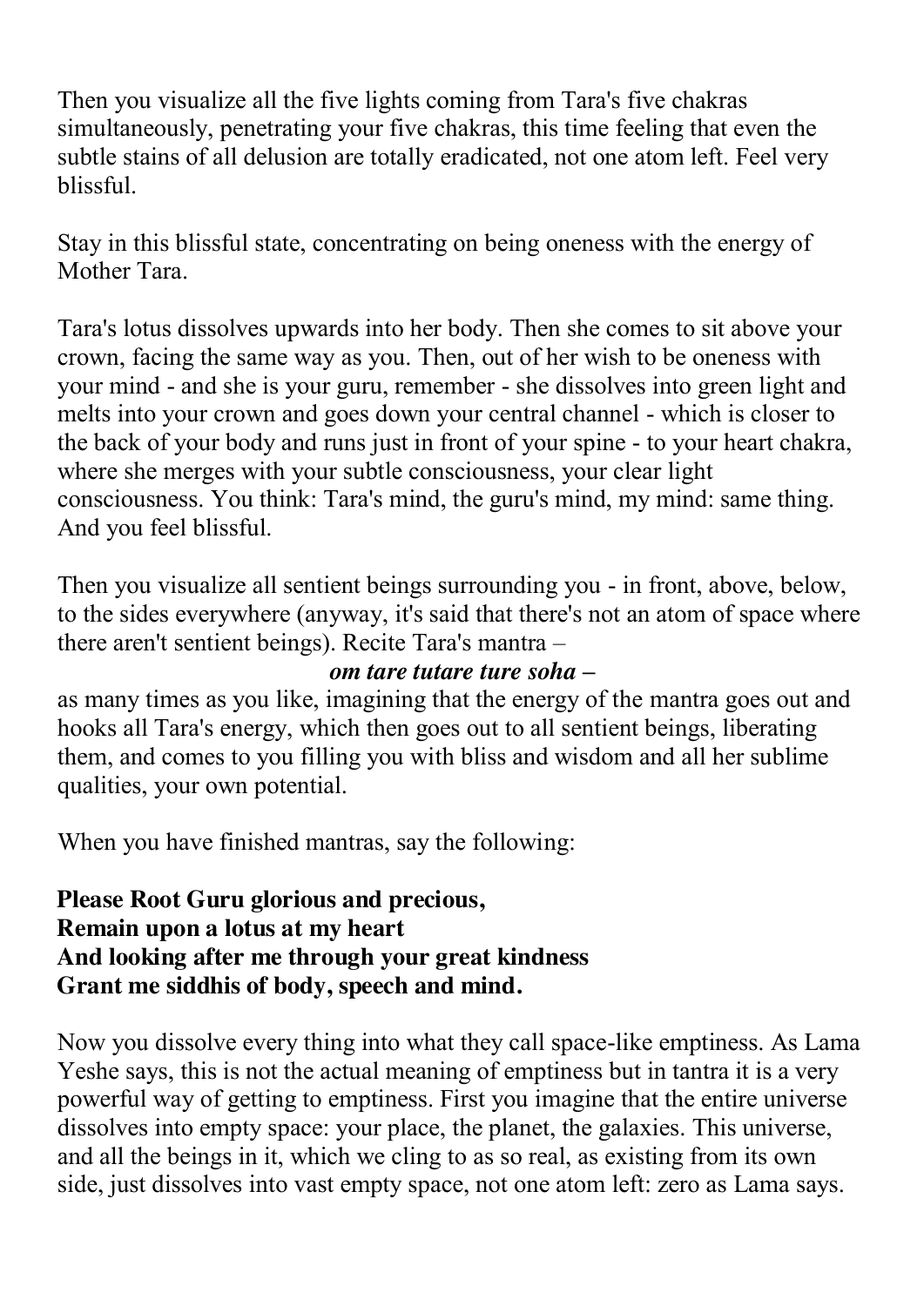Then you visualize all the five lights coming from Tara's five chakras simultaneously, penetrating your five chakras, this time feeling that even the subtle stains of all delusion are totally eradicated, not one atom left. Feel very blissful.

Stay in this blissful state, concentrating on being oneness with the energy of Mother Tara.

Tara's lotus dissolves upwards into her body. Then she comes to sit above your crown, facing the same way as you. Then, out of her wish to be oneness with your mind - and she is your guru, remember - she dissolves into green light and melts into your crown and goes down your central channel - which is closer to the back of your body and runs just in front of your spine - to your heart chakra, where she merges with your subtle consciousness, your clear light consciousness. You think: Tara's mind, the guru's mind, my mind: same thing. And you feel blissful.

Then you visualize all sentient beings surrounding you - in front, above, below, to the sides everywhere (anyway, it's said that there's not an atom of space where there aren't sentient beings). Recite Tara's mantra –

***om tare tutare ture soha –***

as many times as you like, imagining that the energy of the mantra goes out and hooks all Tara's energy, which then goes out to all sentient beings, liberating them, and comes to you filling you with bliss and wisdom and all her sublime qualities, your own potential.

When you have finished mantras, say the following:

**Please Root Guru glorious and precious,**  
**Remain upon a lotus at my heart**  
**And looking after me through your great kindness**  
**Grant me siddhis of body, speech and mind.**

Now you dissolve every thing into what they call space-like emptiness. As Lama Yeshe says, this is not the actual meaning of emptiness but in tantra it is a very powerful way of getting to emptiness. First you imagine that the entire universe dissolves into empty space: your place, the planet, the galaxies. This universe, and all the beings in it, which we cling to as so real, as existing from its own side, just dissolves into vast empty space, not one atom left: zero as Lama says.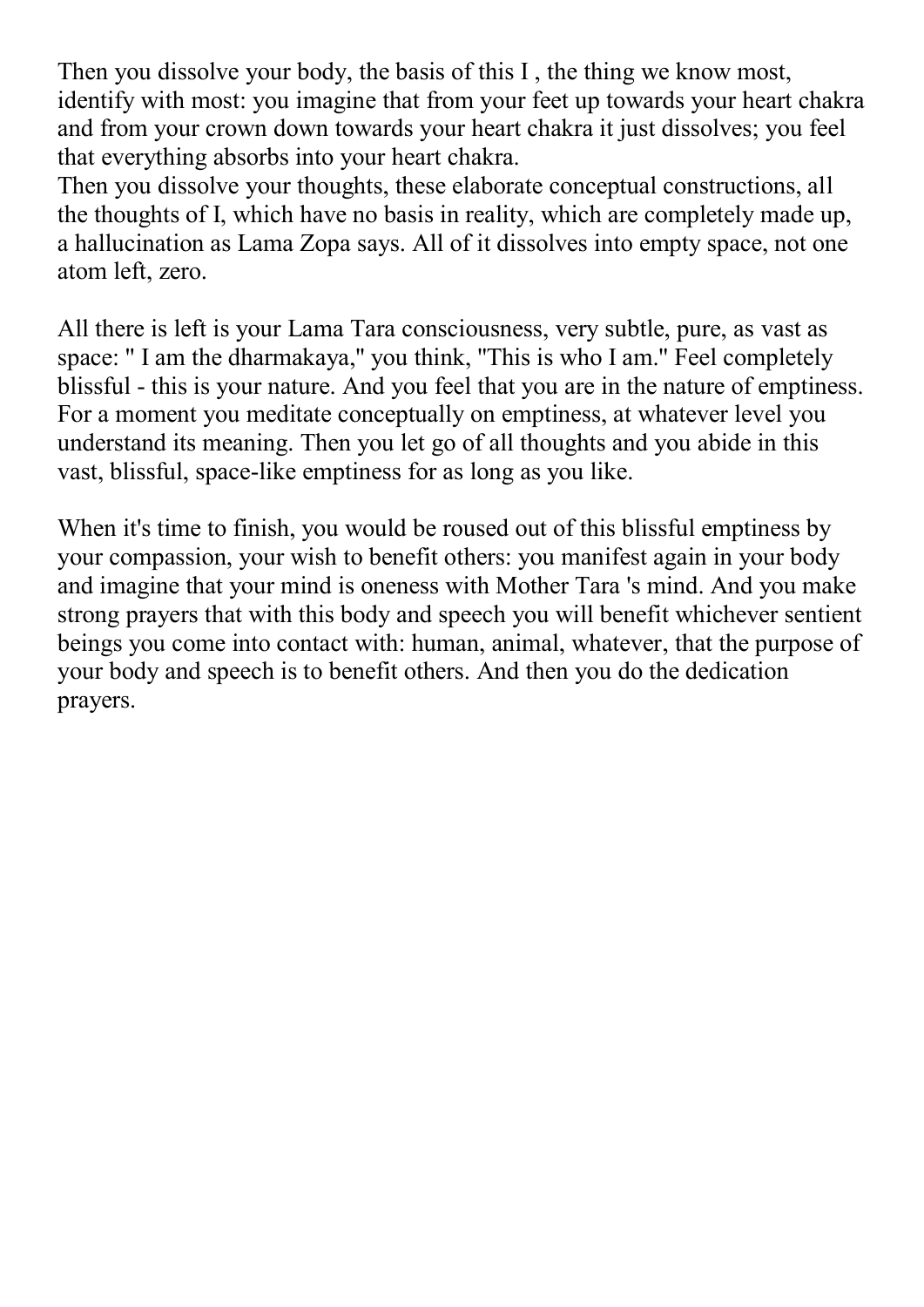Then you dissolve your body, the basis of this I , the thing we know most, identify with most: you imagine that from your feet up towards your heart chakra and from your crown down towards your heart chakra it just dissolves; you feel that everything absorbs into your heart chakra.
Then you dissolve your thoughts, these elaborate conceptual constructions, all the thoughts of I, which have no basis in reality, which are completely made up, a hallucination as Lama Zopa says. All of it dissolves into empty space, not one atom left, zero.

All there is left is your Lama Tara consciousness, very subtle, pure, as vast as space: " I am the dharmakaya," you think, "This is who I am." Feel completely blissful - this is your nature. And you feel that you are in the nature of emptiness. For a moment you meditate conceptually on emptiness, at whatever level you understand its meaning. Then you let go of all thoughts and you abide in this vast, blissful, space-like emptiness for as long as you like.

When it's time to finish, you would be roused out of this blissful emptiness by your compassion, your wish to benefit others: you manifest again in your body and imagine that your mind is oneness with Mother Tara 's mind. And you make strong prayers that with this body and speech you will benefit whichever sentient beings you come into contact with: human, animal, whatever, that the purpose of your body and speech is to benefit others. And then you do the dedication prayers.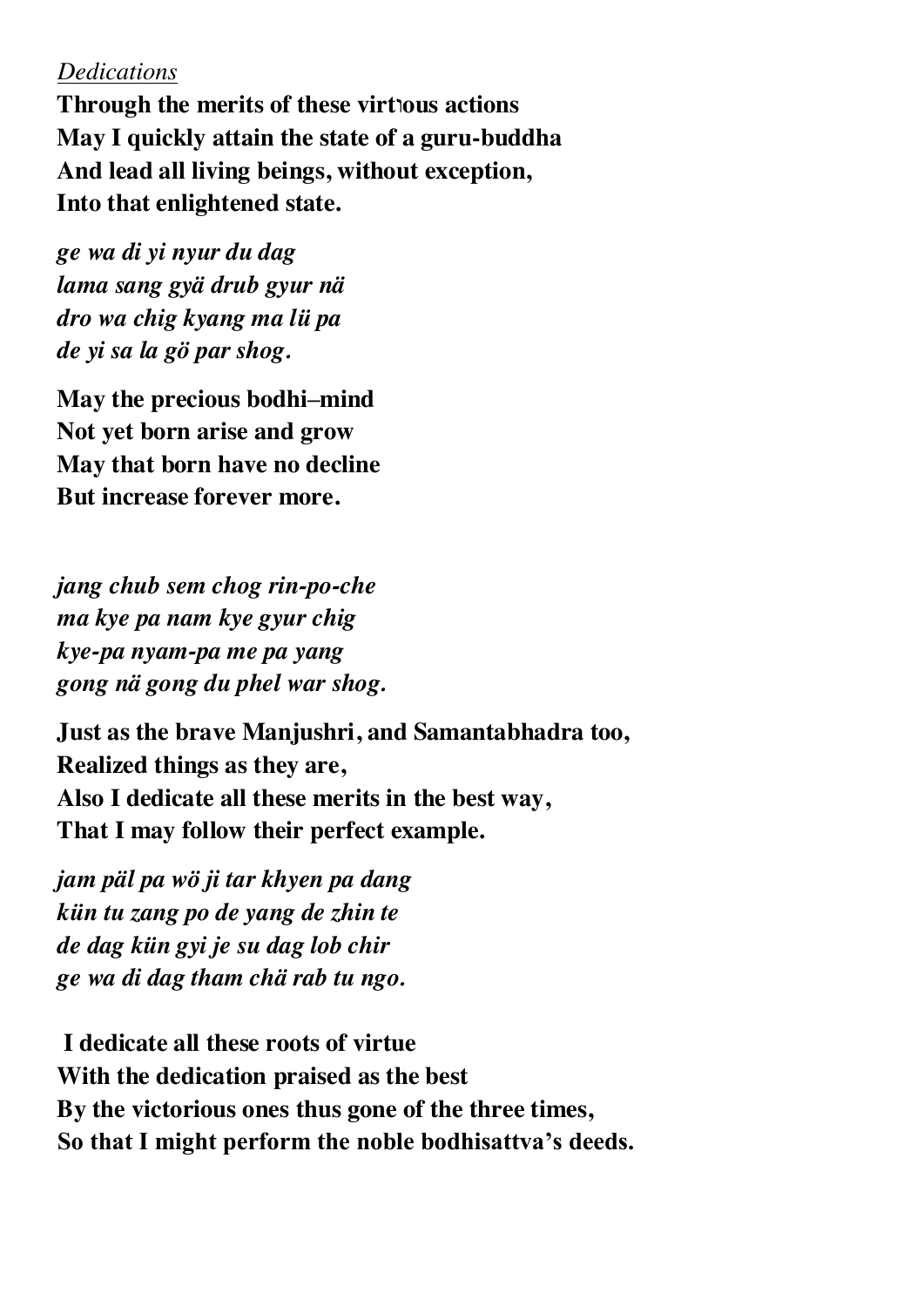*Dedications*

**Through the merits of these virtuous actions**
**May I quickly attain the state of a guru-buddha**
**And lead all living beings, without exception,**
**Into that enlightened state.**

***ge wa di yi nyur du dag***
***lama sang gyä drub gyur nä***
***dro wa chig kyang ma lü pa***
***de yi sa la gö par shog.***

**May the precious bodhi–mind**
**Not yet born arise and grow**
**May that born have no decline**
**But increase forever more.**

***jang chub sem chog rin-po-che***
***ma kye pa nam kye gyur chig***
***kye-pa nyam-pa me pa yang***
***gong nä gong du phel war shog.***

**Just as the brave Manjushri, and Samantabhadra too,**
**Realized things as they are,**
**Also I dedicate all these merits in the best way,**
**That I may follow their perfect example.**

***jam päl pa wö ji tar khyen pa dang***
***kün tu zang po de yang de zhin te***
***de dag kün gyi je su dag lob chir***
***ge wa di dag tham chä rab tu ngo.***

**I dedicate all these roots of virtue**
**With the dedication praised as the best**
**By the victorious ones thus gone of the three times,**
**So that I might perform the noble bodhisattva's deeds.**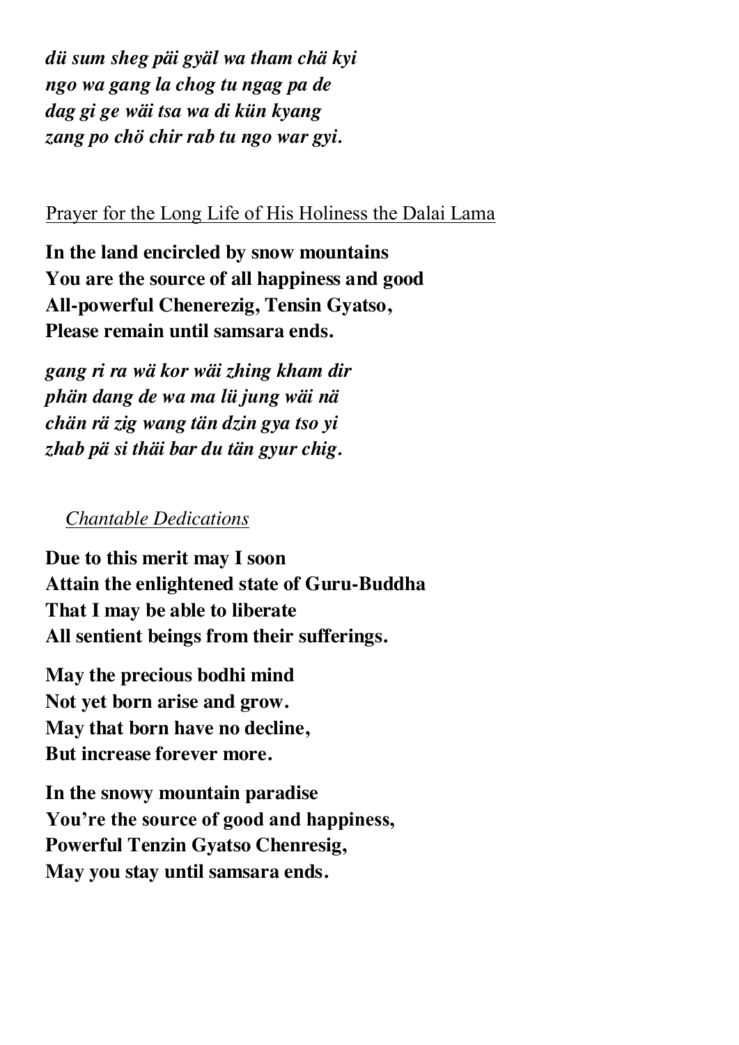*dü sum sheg päi gyäl wa tham chä kyi*
*ngo wa gang la chog tu ngag pa de*
*dag gi ge wäi tsa wa di kün kyang*
*zang po chö chir rab tu ngo war gyi.*

## Prayer for the Long Life of His Holiness the Dalai Lama

**In the land encircled by snow mountains**
**You are the source of all happiness and good**
**All-powerful Chenerezig, Tensin Gyatso,**
**Please remain until samsara ends.**

*gang ri ra wä kor wäi zhing kham dir*
*phän dang de wa ma lü jung wäi nä*
*chän rä zig wang tän dzin gya tso yi*
*zhab pä si thäi bar du tän gyur chig.*

## *Chantable Dedications*

**Due to this merit may I soon**
**Attain the enlightened state of Guru-Buddha**
**That I may be able to liberate**
**All sentient beings from their sufferings.**

**May the precious bodhi mind**
**Not yet born arise and grow.**
**May that born have no decline,**
**But increase forever more.**

**In the snowy mountain paradise**
**You're the source of good and happiness,**
**Powerful Tenzin Gyatso Chenresig,**
**May you stay until samsara ends.**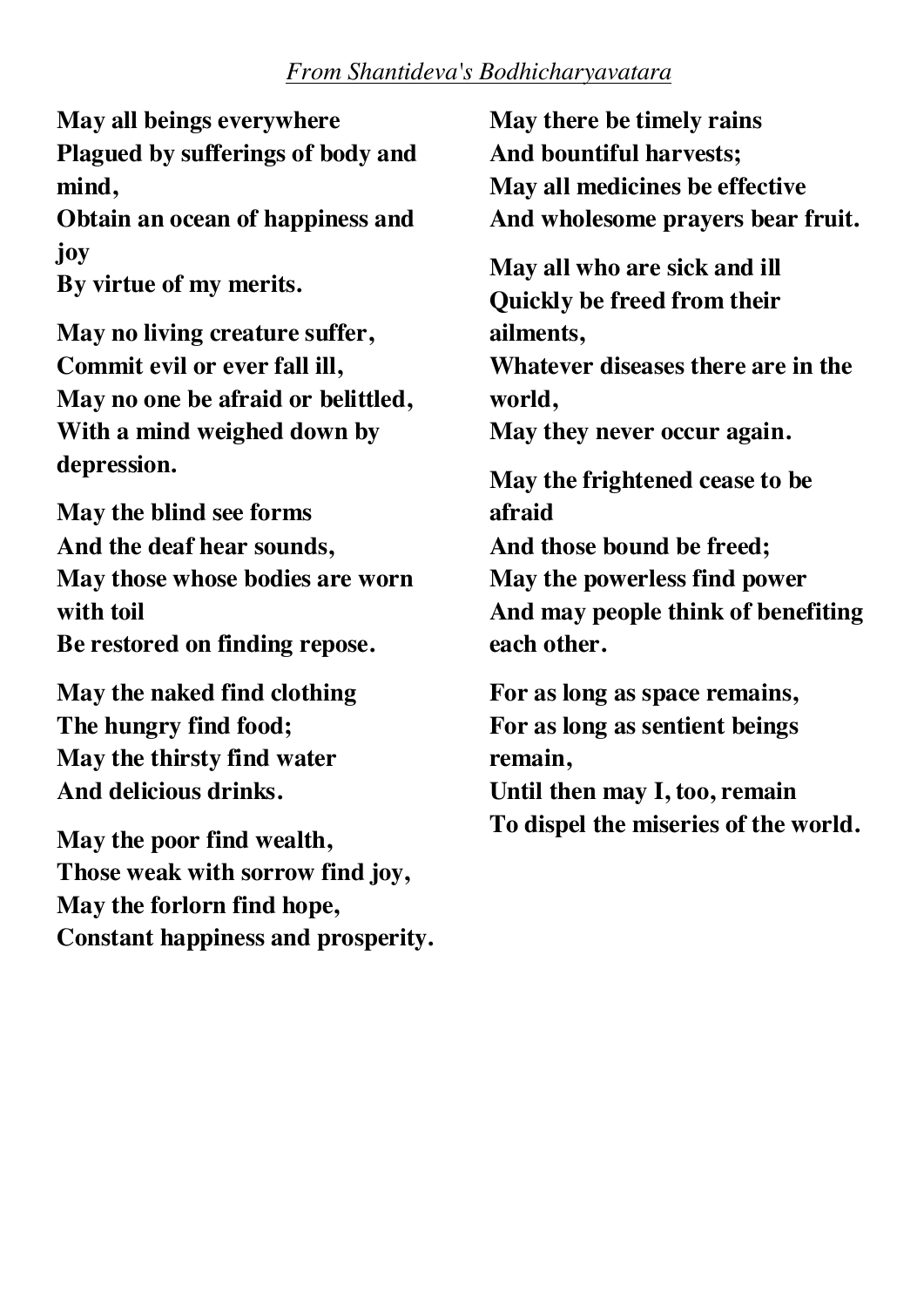*From Shantideva's Bodhicharyavatara*

**May all beings everywhere**
**Plagued by sufferings of body and mind,**
**Obtain an ocean of happiness and joy**
**By virtue of my merits.**

**May no living creature suffer,**
**Commit evil or ever fall ill,**
**May no one be afraid or belittled,**
**With a mind weighed down by depression.**

**May the blind see forms**
**And the deaf hear sounds,**
**May those whose bodies are worn with toil**
**Be restored on finding repose.**

**May the naked find clothing**
**The hungry find food;**
**May the thirsty find water**
**And delicious drinks.**

**May the poor find wealth,**
**Those weak with sorrow find joy,**
**May the forlorn find hope,**
**Constant happiness and prosperity.**

**May there be timely rains**
**And bountiful harvests;**
**May all medicines be effective**
**And wholesome prayers bear fruit.**

**May all who are sick and ill**
**Quickly be freed from their ailments,**
**Whatever diseases there are in the world,**
**May they never occur again.**

**May the frightened cease to be afraid**
**And those bound be freed;**
**May the powerless find power**
**And may people think of benefiting each other.**

**For as long as space remains,**
**For as long as sentient beings remain,**
**Until then may I, too, remain**
**To dispel the miseries of the world.**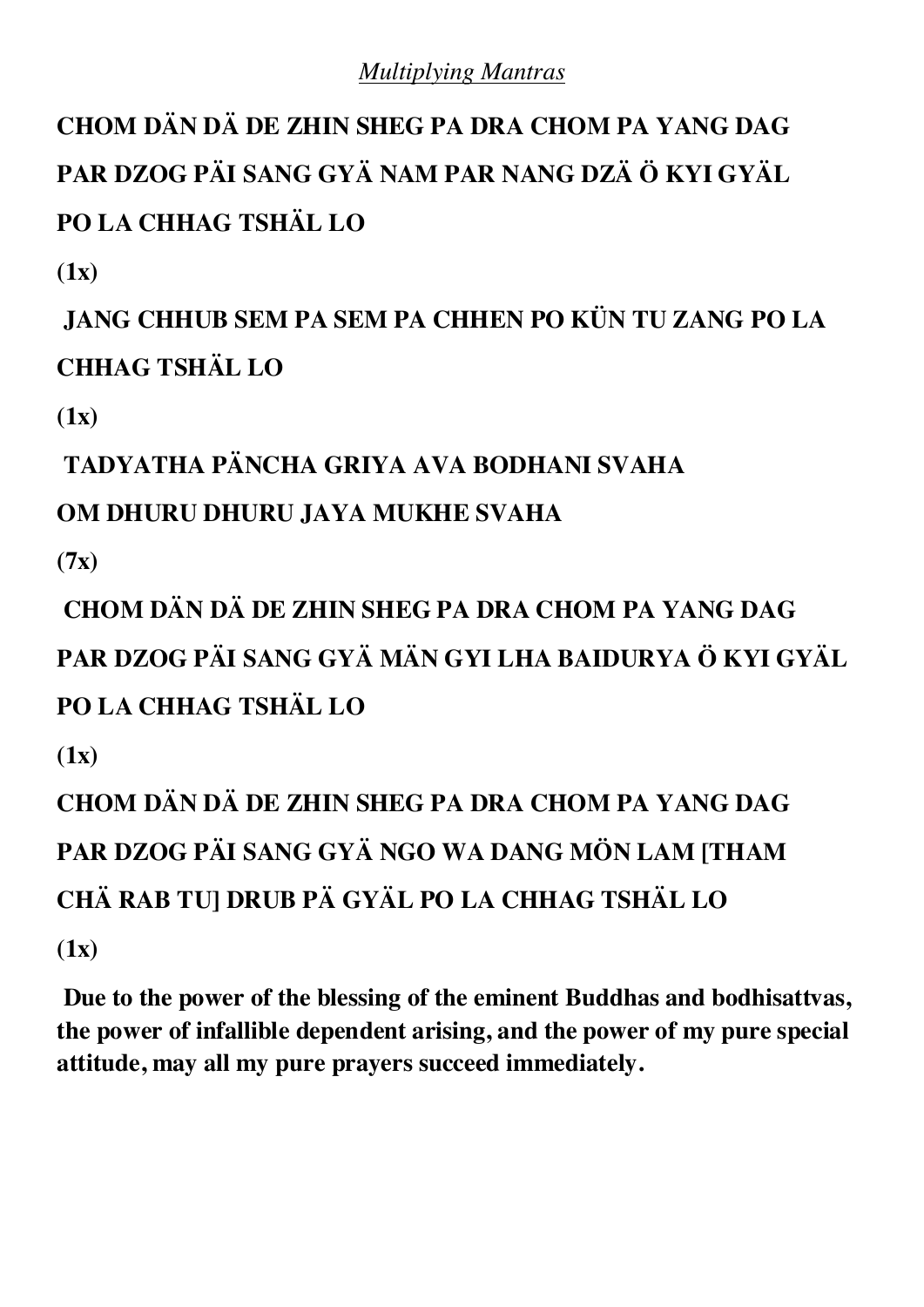*Multiplying Mantras*

**CHOM DÄN DÄ DE ZHIN SHEG PA DRA CHOM PA YANG DAG PAR DZOG PÄI SANG GYÄ NAM PAR NANG DZÄ Ö KYI GYÄL PO LA CHHAG TSHÄL LO**

**(1x)**

**JANG CHHUB SEM PA SEM PA CHHEN PO KÜN TU ZANG PO LA CHHAG TSHÄL LO**

**(1x)**

**TADYATHA PÄNCHA GRIYA AVA BODHANI SVAHA**

**OM DHURU DHURU JAYA MUKHE SVAHA**

**(7x)**

**CHOM DÄN DÄ DE ZHIN SHEG PA DRA CHOM PA YANG DAG PAR DZOG PÄI SANG GYÄ MÄN GYI LHA BAIDURYA Ö KYI GYÄL PO LA CHHAG TSHÄL LO**

**(1x)**

**CHOM DÄN DÄ DE ZHIN SHEG PA DRA CHOM PA YANG DAG PAR DZOG PÄI SANG GYÄ NGO WA DANG MÖN LAM [THAM CHÄ RAB TU] DRUB PÄ GYÄL PO LA CHHAG TSHÄL LO**

**(1x)**

**Due to the power of the blessing of the eminent Buddhas and bodhisattvas, the power of infallible dependent arising, and the power of my pure special attitude, may all my pure prayers succeed immediately.**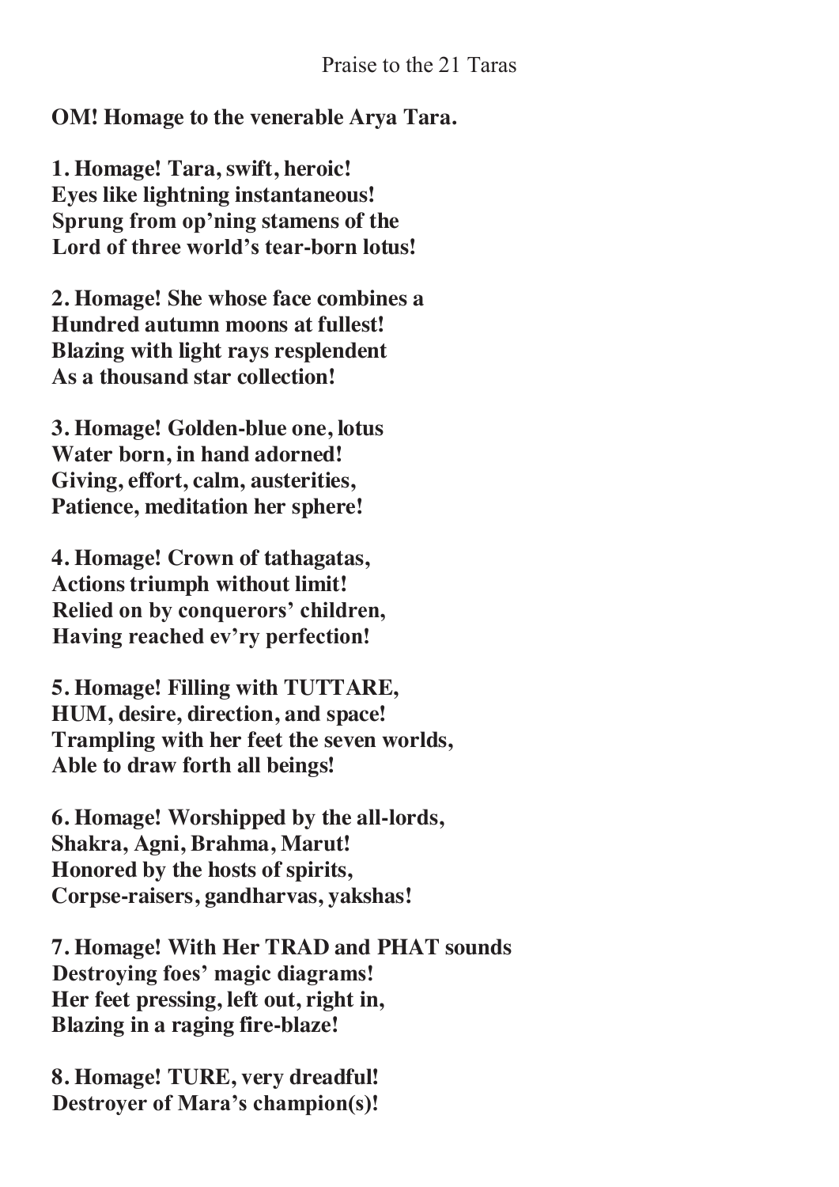# Praise to the 21 Taras

**OM! Homage to the venerable Arya Tara.**

**1. Homage! Tara, swift, heroic!**
**Eyes like lightning instantaneous!**
**Sprung from op'ning stamens of the**
**Lord of three world's tear-born lotus!**

**2. Homage! She whose face combines a**
**Hundred autumn moons at fullest!**
**Blazing with light rays resplendent**
**As a thousand star collection!**

**3. Homage! Golden-blue one, lotus**
**Water born, in hand adorned!**
**Giving, effort, calm, austerities,**
**Patience, meditation her sphere!**

**4. Homage! Crown of tathagatas,**
**Actions triumph without limit!**
**Relied on by conquerors' children,**
**Having reached ev'ry perfection!**

**5. Homage! Filling with TUTTARE,**
**HUM, desire, direction, and space!**
**Trampling with her feet the seven worlds,**
**Able to draw forth all beings!**

**6. Homage! Worshipped by the all-lords,**
**Shakra, Agni, Brahma, Marut!**
**Honored by the hosts of spirits,**
**Corpse-raisers, gandharvas, yakshas!**

**7. Homage! With Her TRAD and PHAT sounds**
**Destroying foes' magic diagrams!**
**Her feet pressing, left out, right in,**
**Blazing in a raging fire-blaze!**

**8. Homage! TURE, very dreadful!**
**Destroyer of Mara's champion(s)!**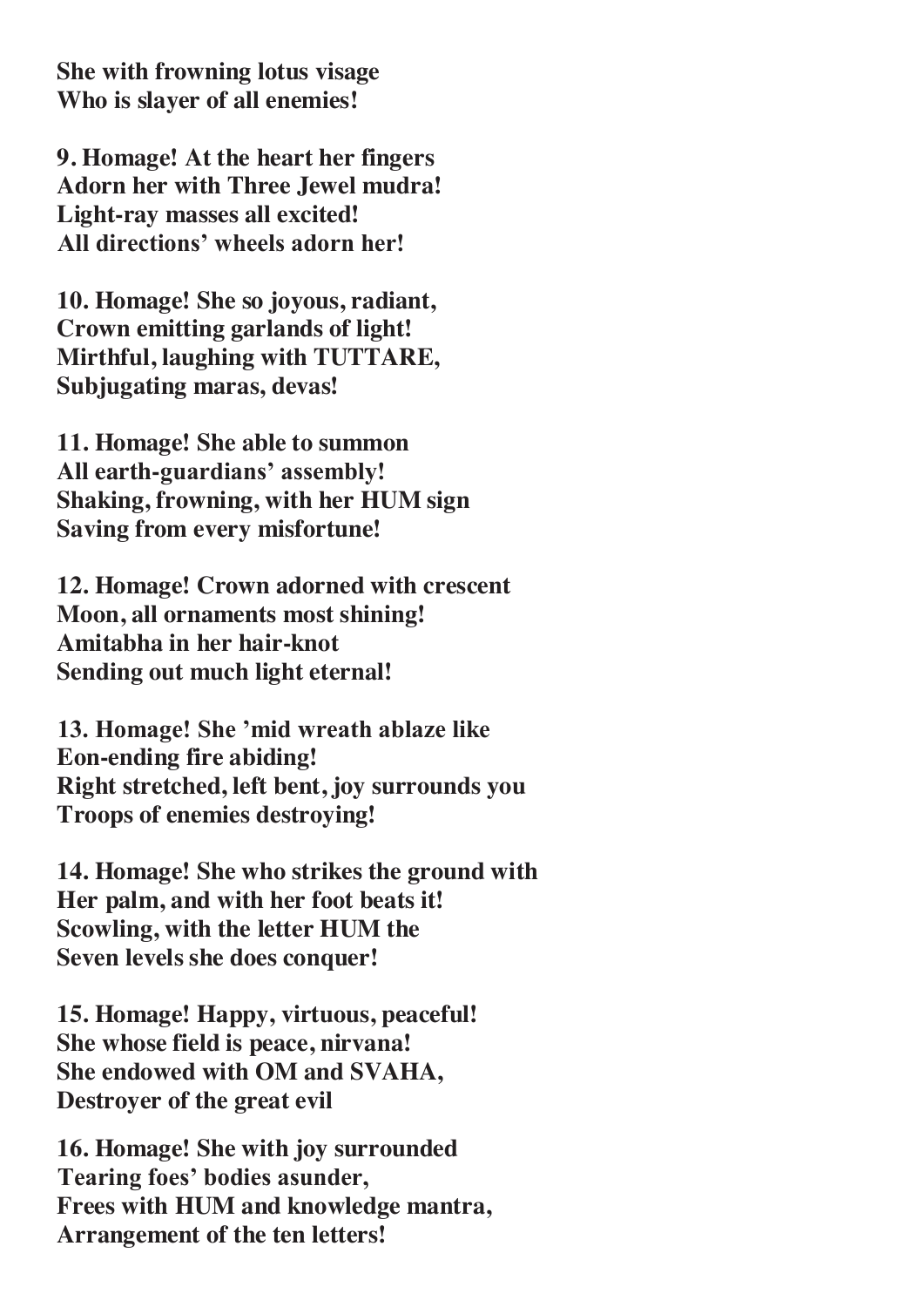**She with frowning lotus visage**
**Who is slayer of all enemies!**

**9. Homage! At the heart her fingers**
**Adorn her with Three Jewel mudra!**
**Light-ray masses all excited!**
**All directions' wheels adorn her!**

**10. Homage! She so joyous, radiant,**
**Crown emitting garlands of light!**
**Mirthful, laughing with TUTTARE,**
**Subjugating maras, devas!**

**11. Homage! She able to summon**
**All earth-guardians' assembly!**
**Shaking, frowning, with her HUM sign**
**Saving from every misfortune!**

**12. Homage! Crown adorned with crescent**
**Moon, all ornaments most shining!**
**Amitabha in her hair-knot**
**Sending out much light eternal!**

**13. Homage! She 'mid wreath ablaze like**
**Eon-ending fire abiding!**
**Right stretched, left bent, joy surrounds you**
**Troops of enemies destroying!**

**14. Homage! She who strikes the ground with**
**Her palm, and with her foot beats it!**
**Scowling, with the letter HUM the**
**Seven levels she does conquer!**

**15. Homage! Happy, virtuous, peaceful!**
**She whose field is peace, nirvana!**
**She endowed with OM and SVAHA,**
**Destroyer of the great evil**

**16. Homage! She with joy surrounded**
**Tearing foes' bodies asunder,**
**Frees with HUM and knowledge mantra,**
**Arrangement of the ten letters!**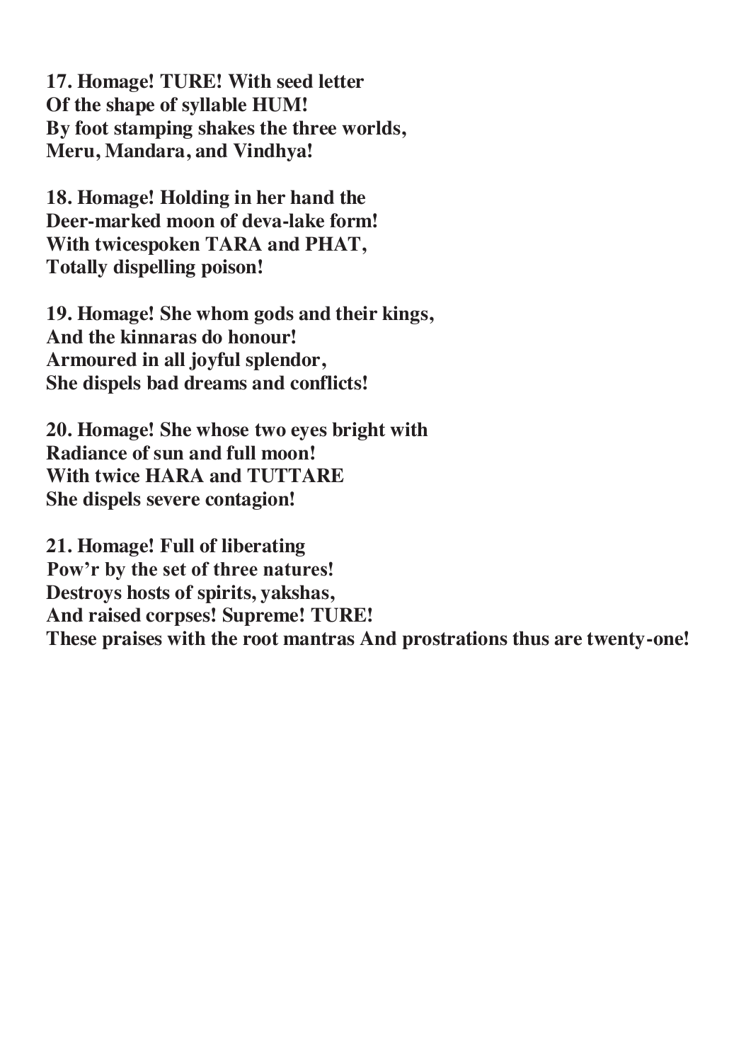**17. Homage! TURE! With seed letter**
**Of the shape of syllable HUM!**
**By foot stamping shakes the three worlds,**
**Meru, Mandara, and Vindhya!**

**18. Homage! Holding in her hand the**
**Deer-marked moon of deva-lake form!**
**With twicespoken TARA and PHAT,**
**Totally dispelling poison!**

**19. Homage! She whom gods and their kings,**
**And the kinnaras do honour!**
**Armoured in all joyful splendor,**
**She dispels bad dreams and conflicts!**

**20. Homage! She whose two eyes bright with**
**Radiance of sun and full moon!**
**With twice HARA and TUTTARE**
**She dispels severe contagion!**

**21. Homage! Full of liberating**
**Pow'r by the set of three natures!**
**Destroys hosts of spirits, yakshas,**
**And raised corpses! Supreme! TURE!**
**These praises with the root mantras And prostrations thus are twenty-one!**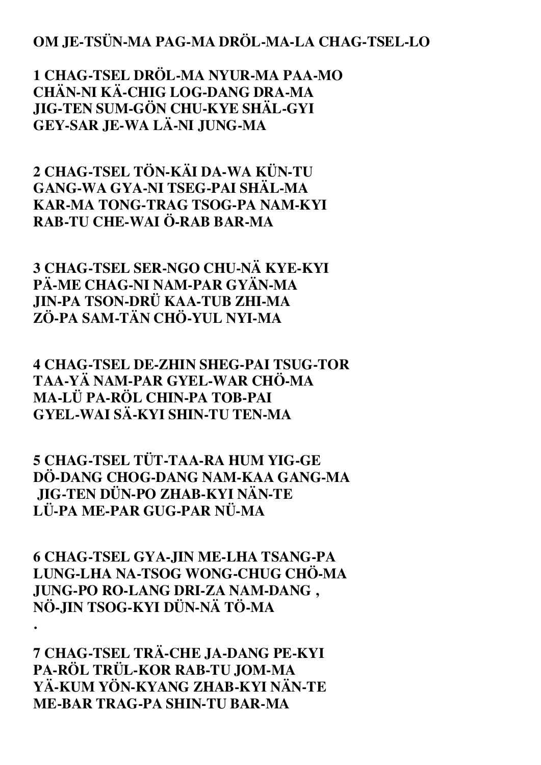**OM JE-TSÜN-MA PAG-MA DRÖL-MA-LA CHAG-TSEL-LO**

**1 CHAG-TSEL DRÖL-MA NYUR-MA PAA-MO**
**CHÄN-NI KÄ-CHIG LOG-DANG DRA-MA**
**JIG-TEN SUM-GÖN CHU-KYE SHÄL-GYI**
**GEY-SAR JE-WA LÄ-NI JUNG-MA**

**2 CHAG-TSEL TÖN-KÄI DA-WA KÜN-TU**
**GANG-WA GYA-NI TSEG-PAI SHÄL-MA**
**KAR-MA TONG-TRAG TSOG-PA NAM-KYI**
**RAB-TU CHE-WAI Ö-RAB BAR-MA**

**3 CHAG-TSEL SER-NGO CHU-NÄ KYE-KYI**
**PÄ-ME CHAG-NI NAM-PAR GYÄN-MA**
**JIN-PA TSON-DRÜ KAA-TUB ZHI-MA**
**ZÖ-PA SAM-TÄN CHÖ-YUL NYI-MA**

**4 CHAG-TSEL DE-ZHIN SHEG-PAI TSUG-TOR**
**TAA-YÄ NAM-PAR GYEL-WAR CHÖ-MA**
**MA-LÜ PA-RÖL CHIN-PA TOB-PAI**
**GYEL-WAI SÄ-KYI SHIN-TU TEN-MA**

**5 CHAG-TSEL TÜT-TAA-RA HUM YIG-GE**
**DÖ-DANG CHOG-DANG NAM-KAA GANG-MA**
**JIG-TEN DÜN-PO ZHAB-KYI NÄN-TE**
**LÜ-PA ME-PAR GUG-PAR NÜ-MA**

**6 CHAG-TSEL GYA-JIN ME-LHA TSANG-PA**
**LUNG-LHA NA-TSOG WONG-CHUG CHÖ-MA**
**JUNG-PO RO-LANG DRI-ZA NAM-DANG ,**
**NÖ-JIN TSOG-KYI DÜN-NÄ TÖ-MA**

**.**

**7 CHAG-TSEL TRÄ-CHE JA-DANG PE-KYI**
**PA-RÖL TRÜL-KOR RAB-TU JOM-MA**
**YÄ-KUM YÖN-KYANG ZHAB-KYI NÄN-TE**
**ME-BAR TRAG-PA SHIN-TU BAR-MA**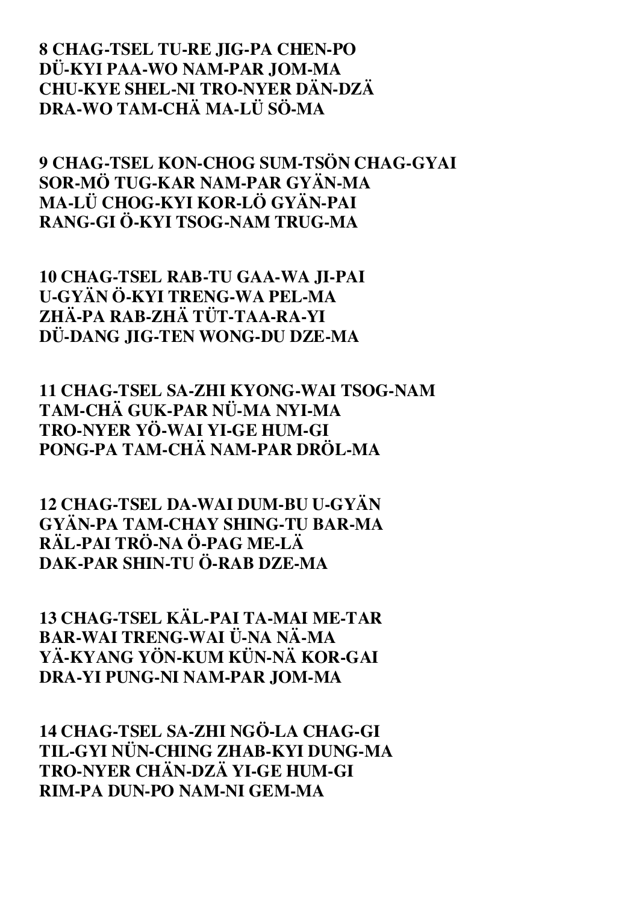**8 CHAG-TSEL TU-RE JIG-PA CHEN-PO**
**DÜ-KYI PAA-WO NAM-PAR JOM-MA**
**CHU-KYE SHEL-NI TRO-NYER DÄN-DZÄ**
**DRA-WO TAM-CHÄ MA-LÜ SÖ-MA**

**9 CHAG-TSEL KON-CHOG SUM-TSÖN CHAG-GYAI**
**SOR-MÖ TUG-KAR NAM-PAR GYÄN-MA**
**MA-LÜ CHOG-KYI KOR-LÖ GYÄN-PAI**
**RANG-GI Ö-KYI TSOG-NAM TRUG-MA**

**10 CHAG-TSEL RAB-TU GAA-WA JI-PAI**
**U-GYÄN Ö-KYI TRENG-WA PEL-MA**
**ZHÄ-PA RAB-ZHÄ TÜT-TAA-RA-YI**
**DÜ-DANG JIG-TEN WONG-DU DZE-MA**

**11 CHAG-TSEL SA-ZHI KYONG-WAI TSOG-NAM**
**TAM-CHÄ GUK-PAR NÜ-MA NYI-MA**
**TRO-NYER YÖ-WAI YI-GE HUM-GI**
**PONG-PA TAM-CHÄ NAM-PAR DRÖL-MA**

**12 CHAG-TSEL DA-WAI DUM-BU U-GYÄN**
**GYÄN-PA TAM-CHAY SHING-TU BAR-MA**
**RÄL-PAI TRÖ-NA Ö-PAG ME-LÄ**
**DAK-PAR SHIN-TU Ö-RAB DZE-MA**

**13 CHAG-TSEL KÄL-PAI TA-MAI ME-TAR**
**BAR-WAI TRENG-WAI Ü-NA NÄ-MA**
**YÄ-KYANG YÖN-KUM KÜN-NÄ KOR-GAI**
**DRA-YI PUNG-NI NAM-PAR JOM-MA**

**14 CHAG-TSEL SA-ZHI NGÖ-LA CHAG-GI**
**TIL-GYI NÜN-CHING ZHAB-KYI DUNG-MA**
**TRO-NYER CHÄN-DZÄ YI-GE HUM-GI**
**RIM-PA DUN-PO NAM-NI GEM-MA**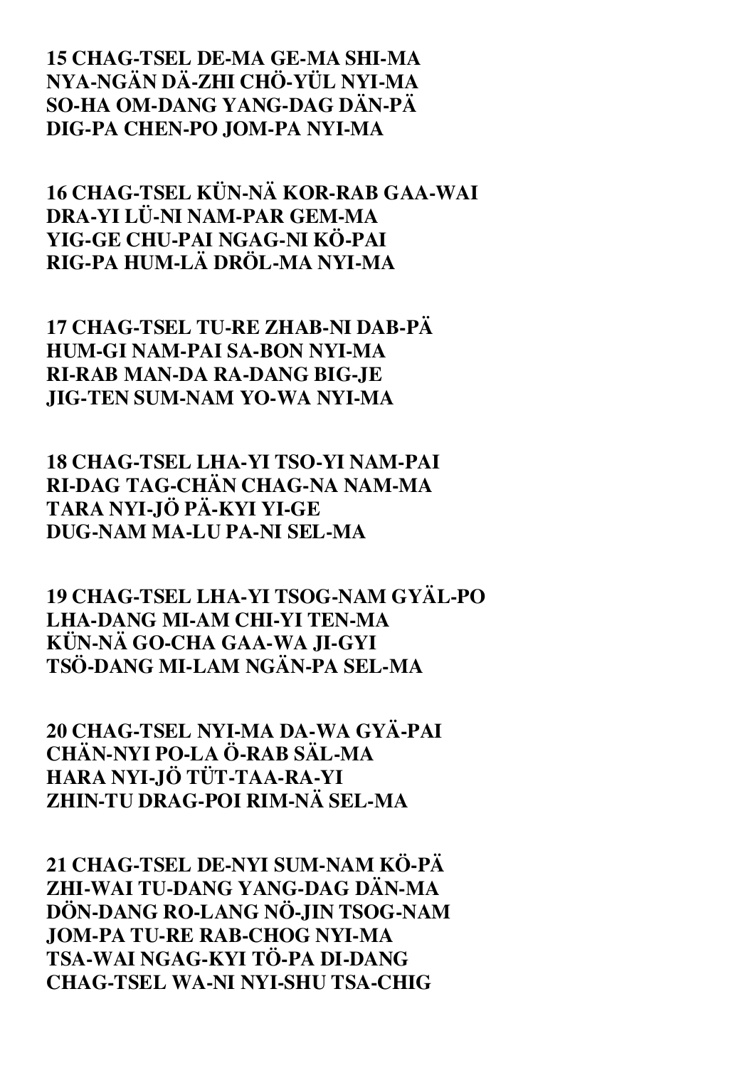**15 CHAG-TSEL DE-MA GE-MA SHI-MA**
**NYA-NGÄN DÄ-ZHI CHÖ-YÜL NYI-MA**
**SO-HA OM-DANG YANG-DAG DÄN-PÄ**
**DIG-PA CHEN-PO JOM-PA NYI-MA**

**16 CHAG-TSEL KÜN-NÄ KOR-RAB GAA-WAI**
**DRA-YI LÜ-NI NAM-PAR GEM-MA**
**YIG-GE CHU-PAI NGAG-NI KÖ-PAI**
**RIG-PA HUM-LÄ DRÖL-MA NYI-MA**

**17 CHAG-TSEL TU-RE ZHAB-NI DAB-PÄ**
**HUM-GI NAM-PAI SA-BON NYI-MA**
**RI-RAB MAN-DA RA-DANG BIG-JE**
**JIG-TEN SUM-NAM YO-WA NYI-MA**

**18 CHAG-TSEL LHA-YI TSO-YI NAM-PAI**
**RI-DAG TAG-CHÄN CHAG-NA NAM-MA**
**TARA NYI-JÖ PÄ-KYI YI-GE**
**DUG-NAM MA-LU PA-NI SEL-MA**

**19 CHAG-TSEL LHA-YI TSOG-NAM GYÄL-PO**
**LHA-DANG MI-AM CHI-YI TEN-MA**
**KÜN-NÄ GO-CHA GAA-WA JI-GYI**
**TSÖ-DANG MI-LAM NGÄN-PA SEL-MA**

**20 CHAG-TSEL NYI-MA DA-WA GYÄ-PAI**
**CHÄN-NYI PO-LA Ö-RAB SÄL-MA**
**HARA NYI-JÖ TÜT-TAA-RA-YI**
**ZHIN-TU DRAG-POI RIM-NÄ SEL-MA**

**21 CHAG-TSEL DE-NYI SUM-NAM KÖ-PÄ**
**ZHI-WAI TU-DANG YANG-DAG DÄN-MA**
**DÖN-DANG RO-LANG NÖ-JIN TSOG-NAM**
**JOM-PA TU-RE RAB-CHOG NYI-MA**
**TSA-WAI NGAG-KYI TÖ-PA DI-DANG**
**CHAG-TSEL WA-NI NYI-SHU TSA-CHIG**